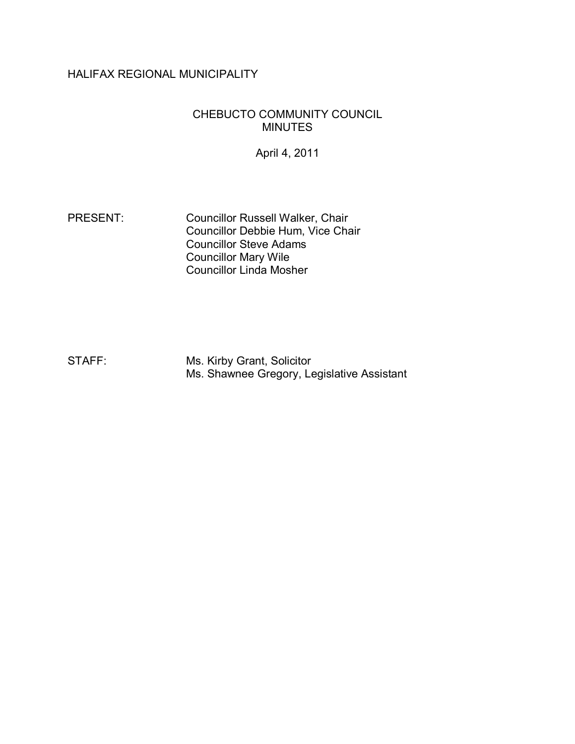HALIFAX REGIONAL MUNICIPALITY

CHEBUCTO COMMUNITY COUNCIL
MINUTES

April 4, 2011

PRESENT: Councillor Russell Walker, Chair
Councillor Debbie Hum, Vice Chair
Councillor Steve Adams
Councillor Mary Wile
Councillor Linda Mosher

STAFF: Ms. Kirby Grant, Solicitor
Ms. Shawnee Gregory, Legislative Assistant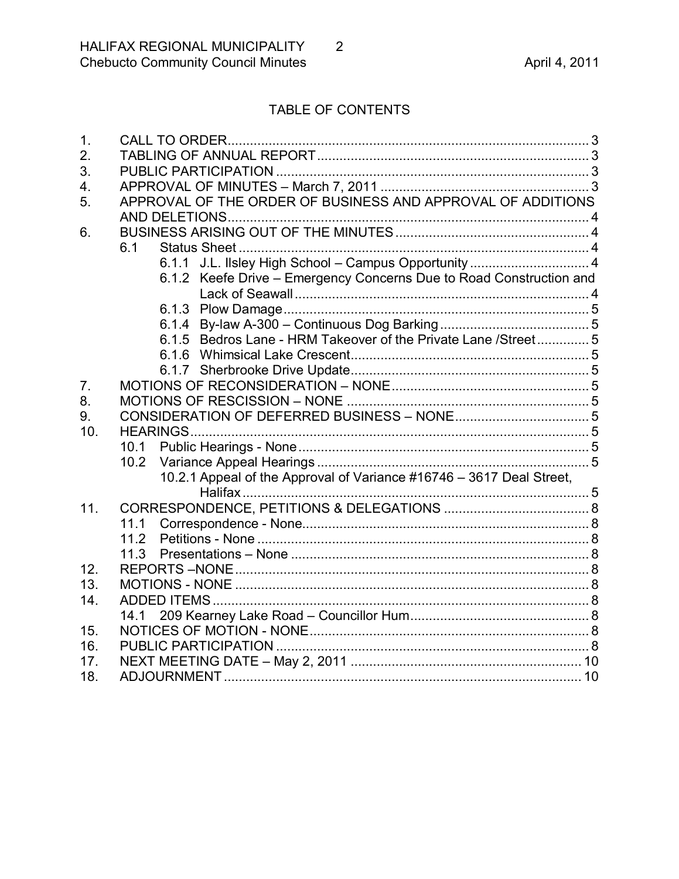## TABLE OF CONTENTS

1. CALL TO ORDER ..... 3
2. TABLING OF ANNUAL REPORT ..... 3
3. PUBLIC PARTICIPATION ..... 3
4. APPROVAL OF MINUTES – March 7, 2011 ..... 3
5. APPROVAL OF THE ORDER OF BUSINESS AND APPROVAL OF ADDITIONS AND DELETIONS ..... 4
6. BUSINESS ARISING OUT OF THE MINUTES ..... 4
   - 6.1 Status Sheet ..... 4
     - 6.1.1 J.L. Ilsley High School – Campus Opportunity ..... 4
     - 6.1.2 Keefe Drive – Emergency Concerns Due to Road Construction and Lack of Seawall ..... 4
     - 6.1.3 Plow Damage ..... 5
     - 6.1.4 By-law A-300 – Continuous Dog Barking ..... 5
     - 6.1.5 Bedros Lane - HRM Takeover of the Private Lane /Street ..... 5
     - 6.1.6 Whimsical Lake Crescent ..... 5
     - 6.1.7 Sherbrooke Drive Update ..... 5
7. MOTIONS OF RECONSIDERATION – NONE ..... 5
8. MOTIONS OF RESCISSION – NONE ..... 5
9. CONSIDERATION OF DEFERRED BUSINESS – NONE ..... 5
10. HEARINGS ..... 5
    - 10.1 Public Hearings - None ..... 5
    - 10.2 Variance Appeal Hearings ..... 5
      - 10.2.1 Appeal of the Approval of Variance #16746 – 3617 Deal Street, Halifax ..... 5
11. CORRESPONDENCE, PETITIONS & DELEGATIONS ..... 8
    - 11.1 Correspondence - None ..... 8
    - 11.2 Petitions - None ..... 8
    - 11.3 Presentations – None ..... 8
12. REPORTS –NONE ..... 8
13. MOTIONS - NONE ..... 8
14. ADDED ITEMS ..... 8
    - 14.1 209 Kearney Lake Road – Councillor Hum ..... 8
15. NOTICES OF MOTION - NONE ..... 8
16. PUBLIC PARTICIPATION ..... 8
17. NEXT MEETING DATE – May 2, 2011 ..... 10
18. ADJOURNMENT ..... 10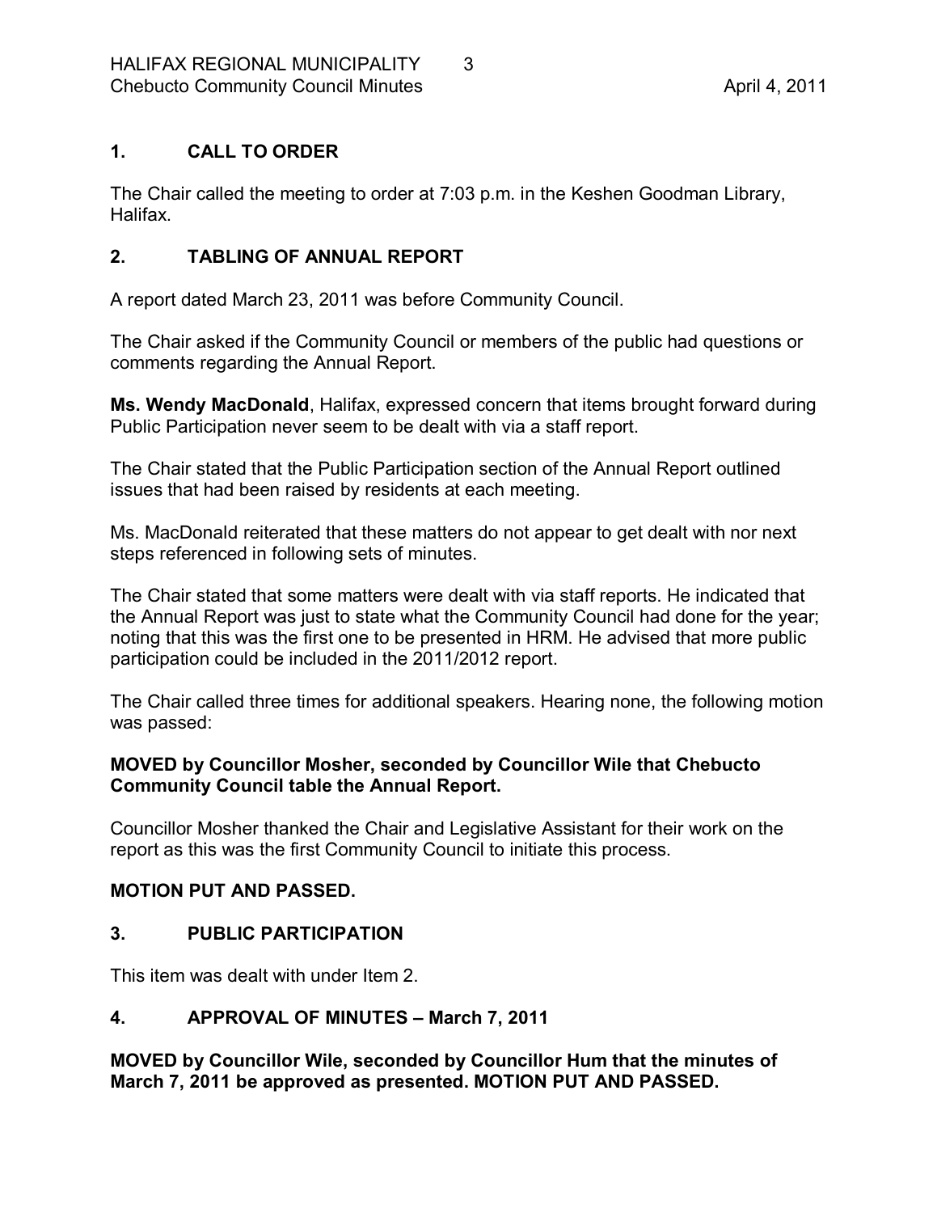## 1. CALL TO ORDER

The Chair called the meeting to order at 7:03 p.m. in the Keshen Goodman Library, Halifax.

## 2. TABLING OF ANNUAL REPORT

A report dated March 23, 2011 was before Community Council.

The Chair asked if the Community Council or members of the public had questions or comments regarding the Annual Report.

**Ms. Wendy MacDonald**, Halifax, expressed concern that items brought forward during Public Participation never seem to be dealt with via a staff report.

The Chair stated that the Public Participation section of the Annual Report outlined issues that had been raised by residents at each meeting.

Ms. MacDonald reiterated that these matters do not appear to get dealt with nor next steps referenced in following sets of minutes.

The Chair stated that some matters were dealt with via staff reports. He indicated that the Annual Report was just to state what the Community Council had done for the year; noting that this was the first one to be presented in HRM. He advised that more public participation could be included in the 2011/2012 report.

The Chair called three times for additional speakers. Hearing none, the following motion was passed:

**MOVED by Councillor Mosher, seconded by Councillor Wile that Chebucto Community Council table the Annual Report.**

Councillor Mosher thanked the Chair and Legislative Assistant for their work on the report as this was the first Community Council to initiate this process.

**MOTION PUT AND PASSED.**

## 3. PUBLIC PARTICIPATION

This item was dealt with under Item 2.

## 4. APPROVAL OF MINUTES – March 7, 2011

**MOVED by Councillor Wile, seconded by Councillor Hum that the minutes of March 7, 2011 be approved as presented. MOTION PUT AND PASSED.**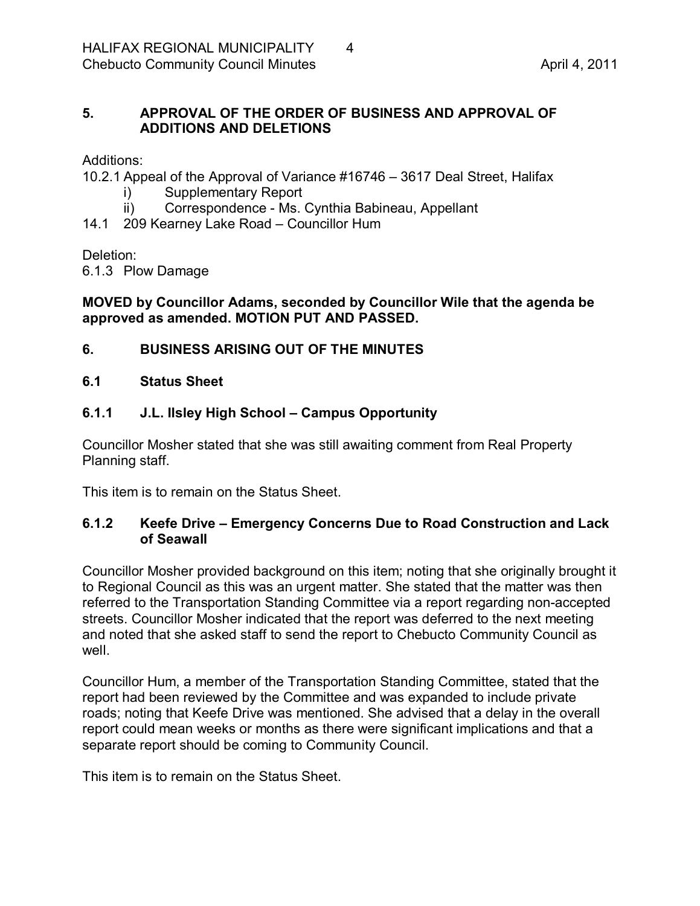## 5. APPROVAL OF THE ORDER OF BUSINESS AND APPROVAL OF ADDITIONS AND DELETIONS

Additions:

10.2.1 Appeal of the Approval of Variance #16746 – 3617 Deal Street, Halifax
- i) Supplementary Report
- ii) Correspondence - Ms. Cynthia Babineau, Appellant

14.1 209 Kearney Lake Road – Councillor Hum

Deletion:

6.1.3 Plow Damage

**MOVED by Councillor Adams, seconded by Councillor Wile that the agenda be approved as amended. MOTION PUT AND PASSED.**

## 6. BUSINESS ARISING OUT OF THE MINUTES

### 6.1 Status Sheet

### 6.1.1 J.L. Ilsley High School – Campus Opportunity

Councillor Mosher stated that she was still awaiting comment from Real Property Planning staff.

This item is to remain on the Status Sheet.

### 6.1.2 Keefe Drive – Emergency Concerns Due to Road Construction and Lack of Seawall

Councillor Mosher provided background on this item; noting that she originally brought it to Regional Council as this was an urgent matter. She stated that the matter was then referred to the Transportation Standing Committee via a report regarding non-accepted streets. Councillor Mosher indicated that the report was deferred to the next meeting and noted that she asked staff to send the report to Chebucto Community Council as well.

Councillor Hum, a member of the Transportation Standing Committee, stated that the report had been reviewed by the Committee and was expanded to include private roads; noting that Keefe Drive was mentioned. She advised that a delay in the overall report could mean weeks or months as there were significant implications and that a separate report should be coming to Community Council.

This item is to remain on the Status Sheet.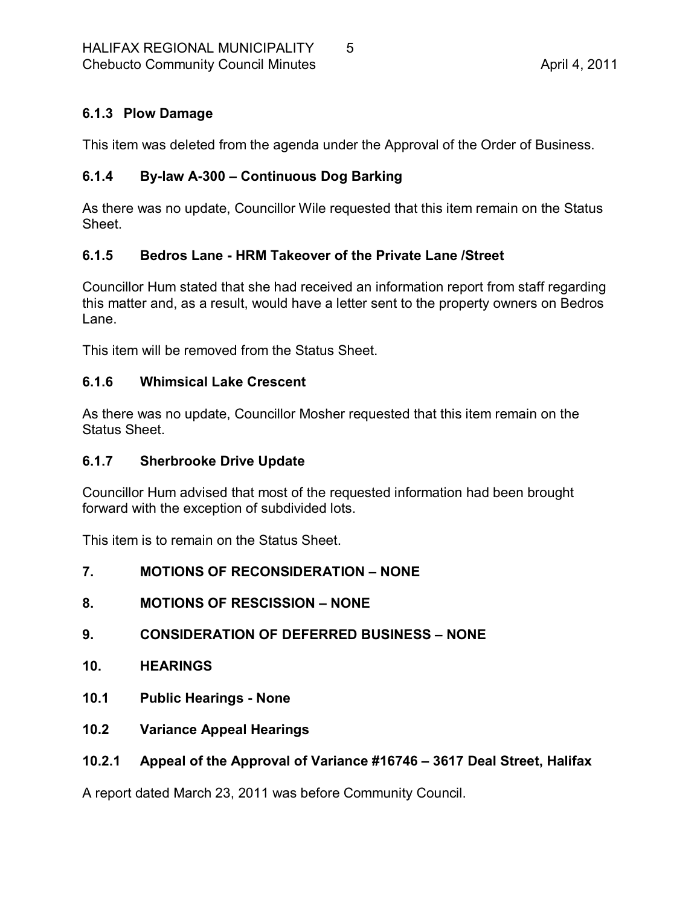### 6.1.3 Plow Damage

This item was deleted from the agenda under the Approval of the Order of Business.

### 6.1.4 By-law A-300 – Continuous Dog Barking

As there was no update, Councillor Wile requested that this item remain on the Status Sheet.

### 6.1.5 Bedros Lane - HRM Takeover of the Private Lane /Street

Councillor Hum stated that she had received an information report from staff regarding this matter and, as a result, would have a letter sent to the property owners on Bedros Lane.

This item will be removed from the Status Sheet.

### 6.1.6 Whimsical Lake Crescent

As there was no update, Councillor Mosher requested that this item remain on the Status Sheet.

### 6.1.7 Sherbrooke Drive Update

Councillor Hum advised that most of the requested information had been brought forward with the exception of subdivided lots.

This item is to remain on the Status Sheet.

## 7. MOTIONS OF RECONSIDERATION – NONE

## 8. MOTIONS OF RESCISSION – NONE

## 9. CONSIDERATION OF DEFERRED BUSINESS – NONE

## 10. HEARINGS

### 10.1 Public Hearings - None

### 10.2 Variance Appeal Hearings

### 10.2.1 Appeal of the Approval of Variance #16746 – 3617 Deal Street, Halifax

A report dated March 23, 2011 was before Community Council.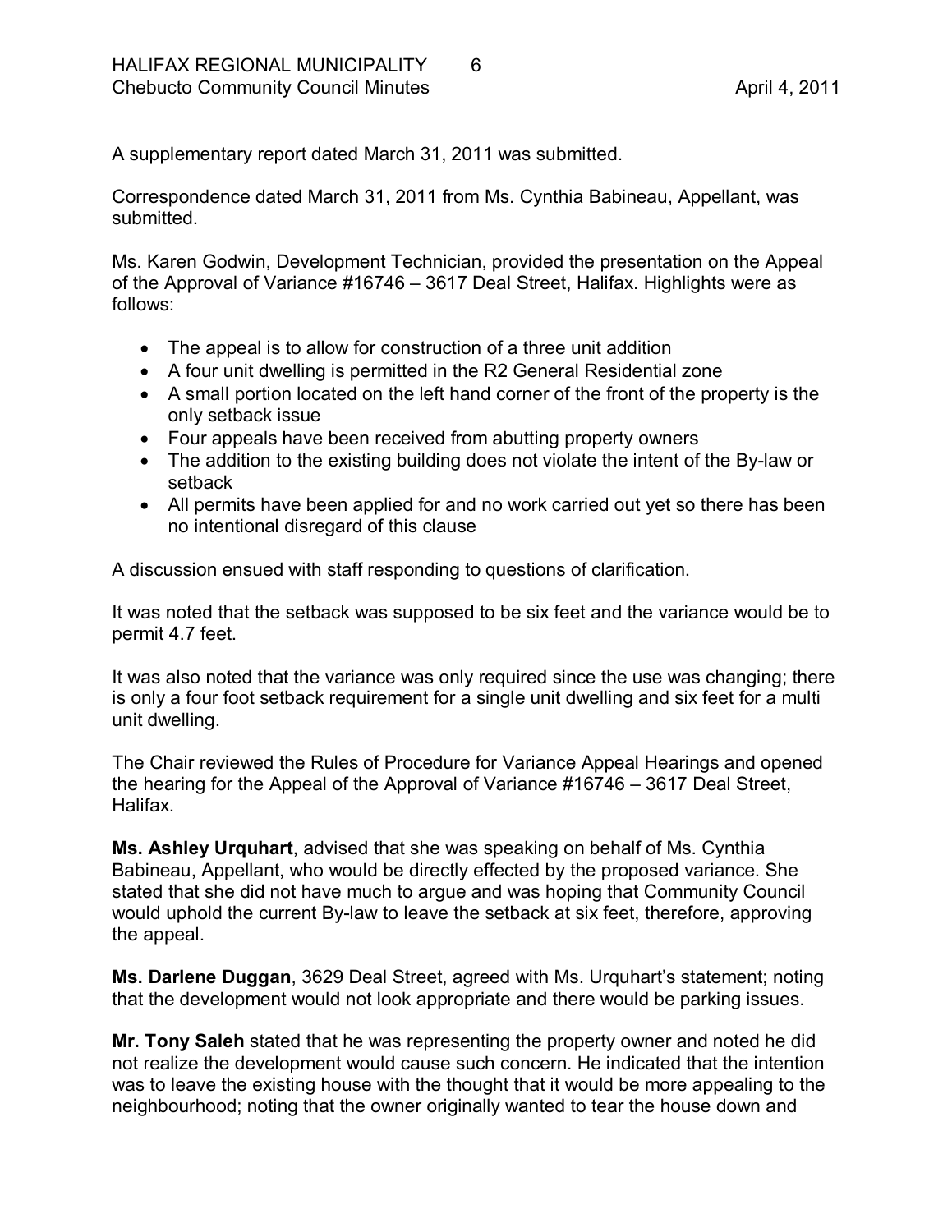A supplementary report dated March 31, 2011 was submitted.

Correspondence dated March 31, 2011 from Ms. Cynthia Babineau, Appellant, was submitted.

Ms. Karen Godwin, Development Technician, provided the presentation on the Appeal of the Approval of Variance #16746 – 3617 Deal Street, Halifax. Highlights were as follows:

- The appeal is to allow for construction of a three unit addition
- A four unit dwelling is permitted in the R2 General Residential zone
- A small portion located on the left hand corner of the front of the property is the only setback issue
- Four appeals have been received from abutting property owners
- The addition to the existing building does not violate the intent of the By-law or setback
- All permits have been applied for and no work carried out yet so there has been no intentional disregard of this clause

A discussion ensued with staff responding to questions of clarification.

It was noted that the setback was supposed to be six feet and the variance would be to permit 4.7 feet.

It was also noted that the variance was only required since the use was changing; there is only a four foot setback requirement for a single unit dwelling and six feet for a multi unit dwelling.

The Chair reviewed the Rules of Procedure for Variance Appeal Hearings and opened the hearing for the Appeal of the Approval of Variance #16746 – 3617 Deal Street, Halifax.

**Ms. Ashley Urquhart**, advised that she was speaking on behalf of Ms. Cynthia Babineau, Appellant, who would be directly effected by the proposed variance. She stated that she did not have much to argue and was hoping that Community Council would uphold the current By-law to leave the setback at six feet, therefore, approving the appeal.

**Ms. Darlene Duggan**, 3629 Deal Street, agreed with Ms. Urquhart's statement; noting that the development would not look appropriate and there would be parking issues.

**Mr. Tony Saleh** stated that he was representing the property owner and noted he did not realize the development would cause such concern. He indicated that the intention was to leave the existing house with the thought that it would be more appealing to the neighbourhood; noting that the owner originally wanted to tear the house down and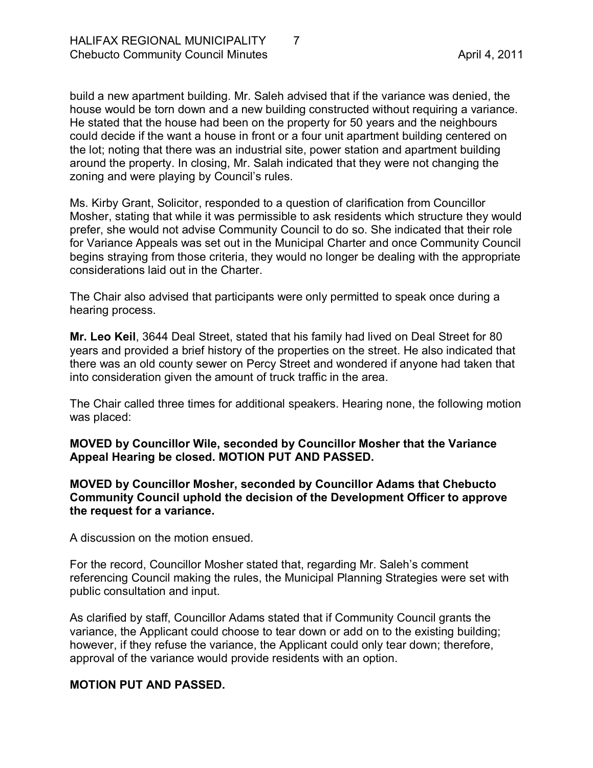build a new apartment building. Mr. Saleh advised that if the variance was denied, the house would be torn down and a new building constructed without requiring a variance. He stated that the house had been on the property for 50 years and the neighbours could decide if the want a house in front or a four unit apartment building centered on the lot; noting that there was an industrial site, power station and apartment building around the property. In closing, Mr. Salah indicated that they were not changing the zoning and were playing by Council's rules.

Ms. Kirby Grant, Solicitor, responded to a question of clarification from Councillor Mosher, stating that while it was permissible to ask residents which structure they would prefer, she would not advise Community Council to do so. She indicated that their role for Variance Appeals was set out in the Municipal Charter and once Community Council begins straying from those criteria, they would no longer be dealing with the appropriate considerations laid out in the Charter.

The Chair also advised that participants were only permitted to speak once during a hearing process.

**Mr. Leo Keil**, 3644 Deal Street, stated that his family had lived on Deal Street for 80 years and provided a brief history of the properties on the street. He also indicated that there was an old county sewer on Percy Street and wondered if anyone had taken that into consideration given the amount of truck traffic in the area.

The Chair called three times for additional speakers. Hearing none, the following motion was placed:

**MOVED by Councillor Wile, seconded by Councillor Mosher that the Variance Appeal Hearing be closed. MOTION PUT AND PASSED.**

**MOVED by Councillor Mosher, seconded by Councillor Adams that Chebucto Community Council uphold the decision of the Development Officer to approve the request for a variance.**

A discussion on the motion ensued.

For the record, Councillor Mosher stated that, regarding Mr. Saleh's comment referencing Council making the rules, the Municipal Planning Strategies were set with public consultation and input.

As clarified by staff, Councillor Adams stated that if Community Council grants the variance, the Applicant could choose to tear down or add on to the existing building; however, if they refuse the variance, the Applicant could only tear down; therefore, approval of the variance would provide residents with an option.

**MOTION PUT AND PASSED.**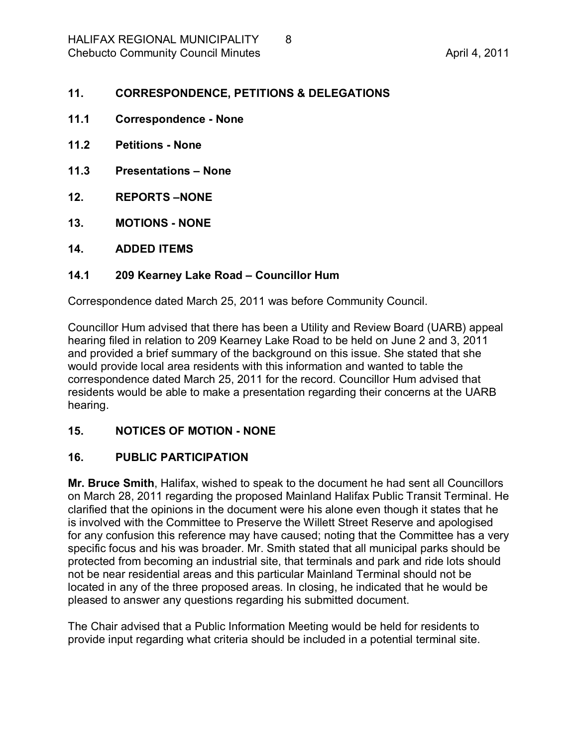## 11. CORRESPONDENCE, PETITIONS & DELEGATIONS

### 11.1 Correspondence - None

### 11.2 Petitions - None

### 11.3 Presentations – None

## 12. REPORTS –NONE

## 13. MOTIONS - NONE

## 14. ADDED ITEMS

### 14.1 209 Kearney Lake Road – Councillor Hum

Correspondence dated March 25, 2011 was before Community Council.

Councillor Hum advised that there has been a Utility and Review Board (UARB) appeal hearing filed in relation to 209 Kearney Lake Road to be held on June 2 and 3, 2011 and provided a brief summary of the background on this issue. She stated that she would provide local area residents with this information and wanted to table the correspondence dated March 25, 2011 for the record. Councillor Hum advised that residents would be able to make a presentation regarding their concerns at the UARB hearing.

## 15. NOTICES OF MOTION - NONE

## 16. PUBLIC PARTICIPATION

**Mr. Bruce Smith**, Halifax, wished to speak to the document he had sent all Councillors on March 28, 2011 regarding the proposed Mainland Halifax Public Transit Terminal. He clarified that the opinions in the document were his alone even though it states that he is involved with the Committee to Preserve the Willett Street Reserve and apologised for any confusion this reference may have caused; noting that the Committee has a very specific focus and his was broader. Mr. Smith stated that all municipal parks should be protected from becoming an industrial site, that terminals and park and ride lots should not be near residential areas and this particular Mainland Terminal should not be located in any of the three proposed areas. In closing, he indicated that he would be pleased to answer any questions regarding his submitted document.

The Chair advised that a Public Information Meeting would be held for residents to provide input regarding what criteria should be included in a potential terminal site.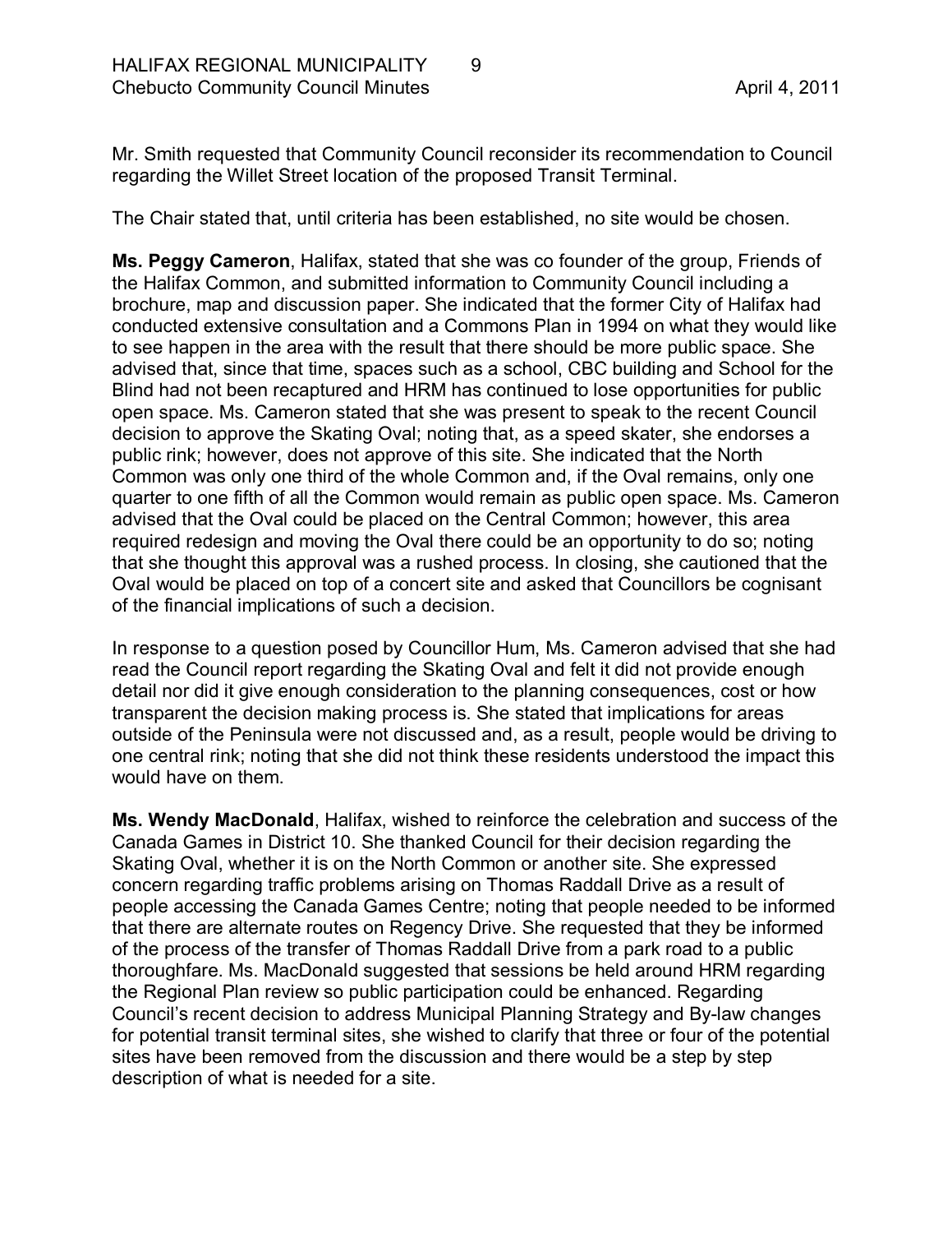Mr. Smith requested that Community Council reconsider its recommendation to Council regarding the Willet Street location of the proposed Transit Terminal.

The Chair stated that, until criteria has been established, no site would be chosen.

**Ms. Peggy Cameron**, Halifax, stated that she was co founder of the group, Friends of the Halifax Common, and submitted information to Community Council including a brochure, map and discussion paper. She indicated that the former City of Halifax had conducted extensive consultation and a Commons Plan in 1994 on what they would like to see happen in the area with the result that there should be more public space. She advised that, since that time, spaces such as a school, CBC building and School for the Blind had not been recaptured and HRM has continued to lose opportunities for public open space. Ms. Cameron stated that she was present to speak to the recent Council decision to approve the Skating Oval; noting that, as a speed skater, she endorses a public rink; however, does not approve of this site. She indicated that the North Common was only one third of the whole Common and, if the Oval remains, only one quarter to one fifth of all the Common would remain as public open space. Ms. Cameron advised that the Oval could be placed on the Central Common; however, this area required redesign and moving the Oval there could be an opportunity to do so; noting that she thought this approval was a rushed process. In closing, she cautioned that the Oval would be placed on top of a concert site and asked that Councillors be cognisant of the financial implications of such a decision.

In response to a question posed by Councillor Hum, Ms. Cameron advised that she had read the Council report regarding the Skating Oval and felt it did not provide enough detail nor did it give enough consideration to the planning consequences, cost or how transparent the decision making process is. She stated that implications for areas outside of the Peninsula were not discussed and, as a result, people would be driving to one central rink; noting that she did not think these residents understood the impact this would have on them.

**Ms. Wendy MacDonald**, Halifax, wished to reinforce the celebration and success of the Canada Games in District 10. She thanked Council for their decision regarding the Skating Oval, whether it is on the North Common or another site. She expressed concern regarding traffic problems arising on Thomas Raddall Drive as a result of people accessing the Canada Games Centre; noting that people needed to be informed that there are alternate routes on Regency Drive. She requested that they be informed of the process of the transfer of Thomas Raddall Drive from a park road to a public thoroughfare. Ms. MacDonald suggested that sessions be held around HRM regarding the Regional Plan review so public participation could be enhanced. Regarding Council's recent decision to address Municipal Planning Strategy and By-law changes for potential transit terminal sites, she wished to clarify that three or four of the potential sites have been removed from the discussion and there would be a step by step description of what is needed for a site.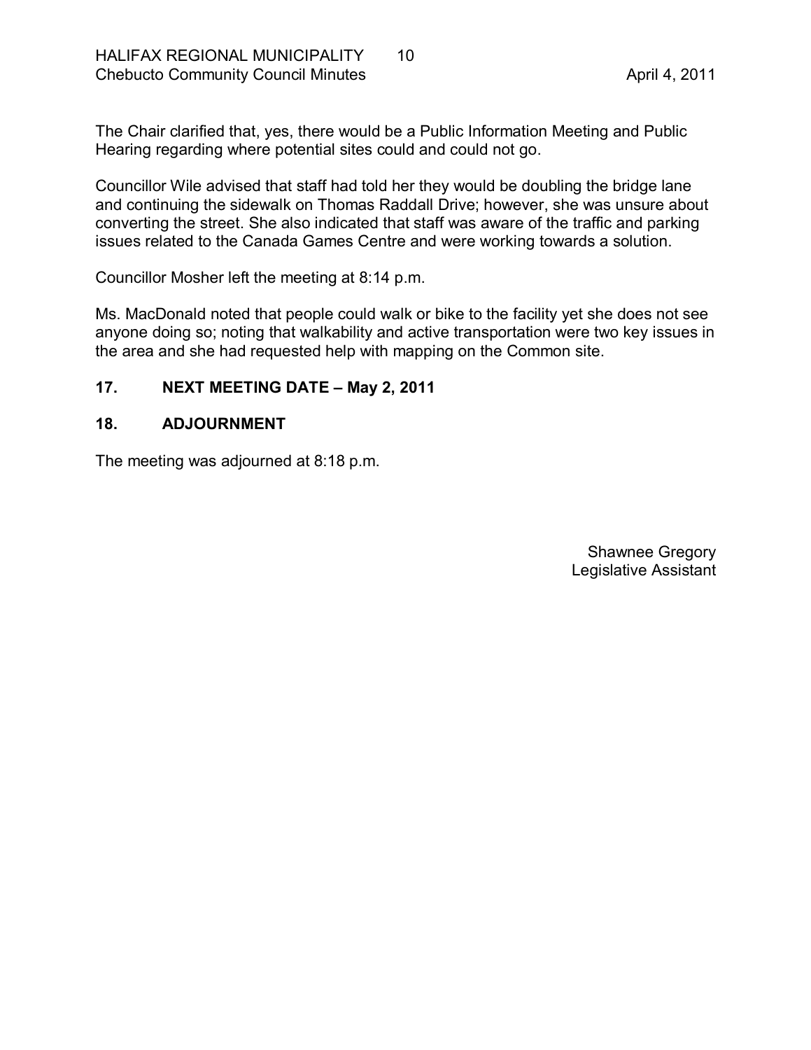The Chair clarified that, yes, there would be a Public Information Meeting and Public Hearing regarding where potential sites could and could not go.

Councillor Wile advised that staff had told her they would be doubling the bridge lane and continuing the sidewalk on Thomas Raddall Drive; however, she was unsure about converting the street. She also indicated that staff was aware of the traffic and parking issues related to the Canada Games Centre and were working towards a solution.

Councillor Mosher left the meeting at 8:14 p.m.

Ms. MacDonald noted that people could walk or bike to the facility yet she does not see anyone doing so; noting that walkability and active transportation were two key issues in the area and she had requested help with mapping on the Common site.

## 17. NEXT MEETING DATE – May 2, 2011

## 18. ADJOURNMENT

The meeting was adjourned at 8:18 p.m.

Shawnee Gregory
Legislative Assistant